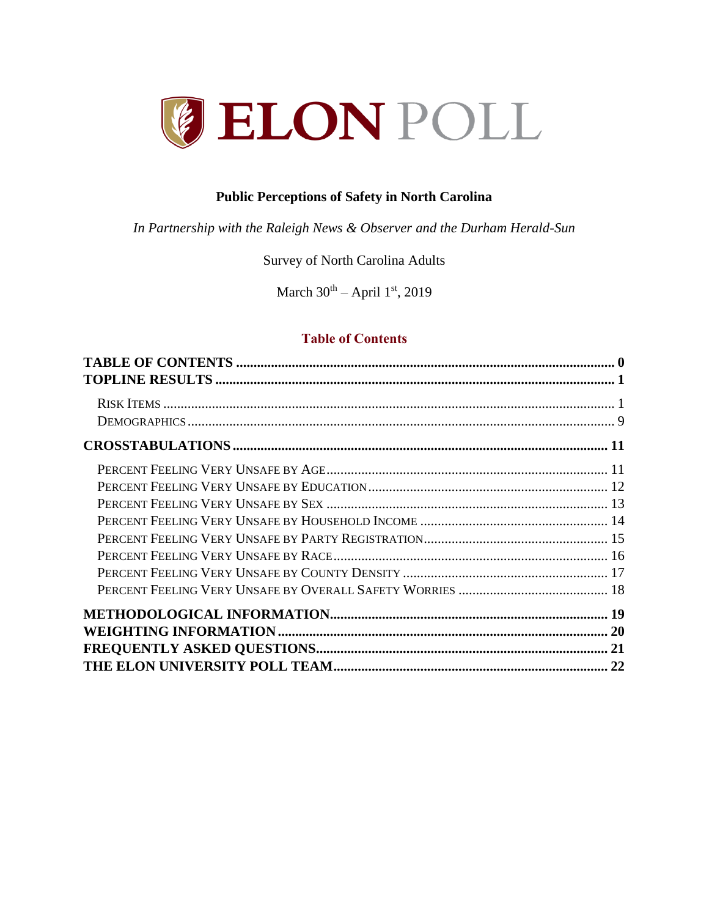# ELON POLL

**Public Perceptions of Safety in North Carolina**

*In Partnership with the Raleigh News & Observer and the Durham Herald-Sun*

Survey of North Carolina Adults

March 30th – April 1st, 2019

## Table of Contents

**TABLE OF CONTENTS** .......... **0**
**TOPLINE RESULTS** .......... **1**
- RISK ITEMS .......... 1
- DEMOGRAPHICS .......... 9

**CROSSTABULATIONS** .......... **11**
- PERCENT FEELING VERY UNSAFE BY AGE .......... 11
- PERCENT FEELING VERY UNSAFE BY EDUCATION .......... 12
- PERCENT FEELING VERY UNSAFE BY SEX .......... 13
- PERCENT FEELING VERY UNSAFE BY HOUSEHOLD INCOME .......... 14
- PERCENT FEELING VERY UNSAFE BY PARTY REGISTRATION .......... 15
- PERCENT FEELING VERY UNSAFE BY RACE .......... 16
- PERCENT FEELING VERY UNSAFE BY COUNTY DENSITY .......... 17
- PERCENT FEELING VERY UNSAFE BY OVERALL SAFETY WORRIES .......... 18

**METHODOLOGICAL INFORMATION** .......... **19**
**WEIGHTING INFORMATION** .......... **20**
**FREQUENTLY ASKED QUESTIONS** .......... **21**
**THE ELON UNIVERSITY POLL TEAM** .......... **22**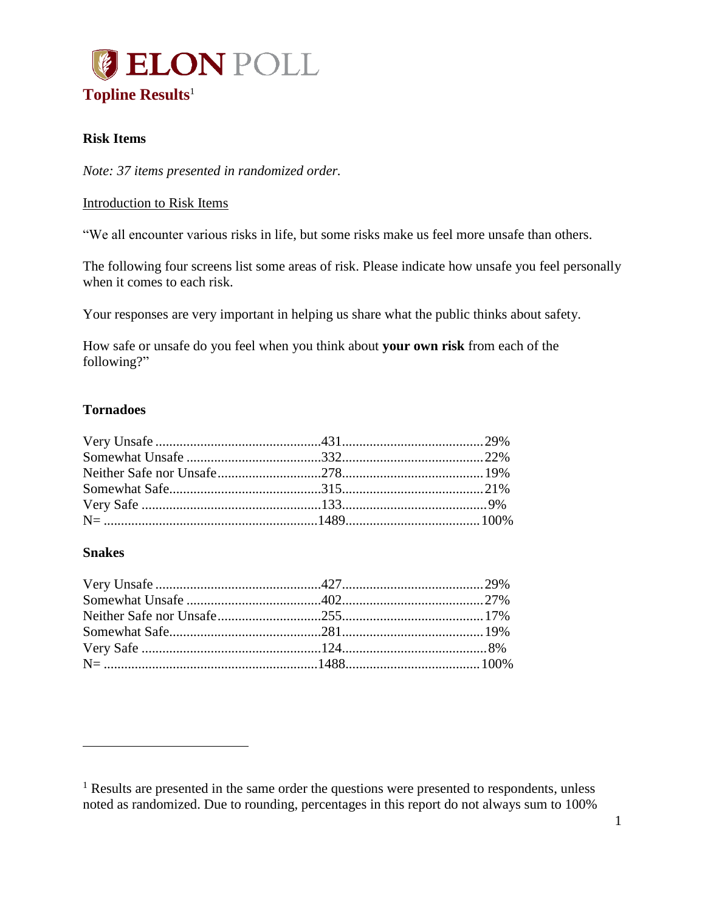# ELON POLL

## Topline Results[1]

### Risk Items

*Note: 37 items presented in randomized order.*

Introduction to Risk Items

"We all encounter various risks in life, but some risks make us feel more unsafe than others.

The following four screens list some areas of risk. Please indicate how unsafe you feel personally when it comes to each risk.

Your responses are very important in helping us share what the public thinks about safety.

How safe or unsafe do you feel when you think about **your own risk** from each of the following?"

### Tornadoes

| Response | Count | Percent |
|---|---|---|
| Very Unsafe | 431 | 29% |
| Somewhat Unsafe | 332 | 22% |
| Neither Safe nor Unsafe | 278 | 19% |
| Somewhat Safe | 315 | 21% |
| Very Safe | 133 | 9% |
| N= | 1489 | 100% |

### Snakes

| Response | Count | Percent |
|---|---|---|
| Very Unsafe | 427 | 29% |
| Somewhat Unsafe | 402 | 27% |
| Neither Safe nor Unsafe | 255 | 17% |
| Somewhat Safe | 281 | 19% |
| Very Safe | 124 | 8% |
| N= | 1488 | 100% |

[1] Results are presented in the same order the questions were presented to respondents, unless noted as randomized. Due to rounding, percentages in this report do not always sum to 100%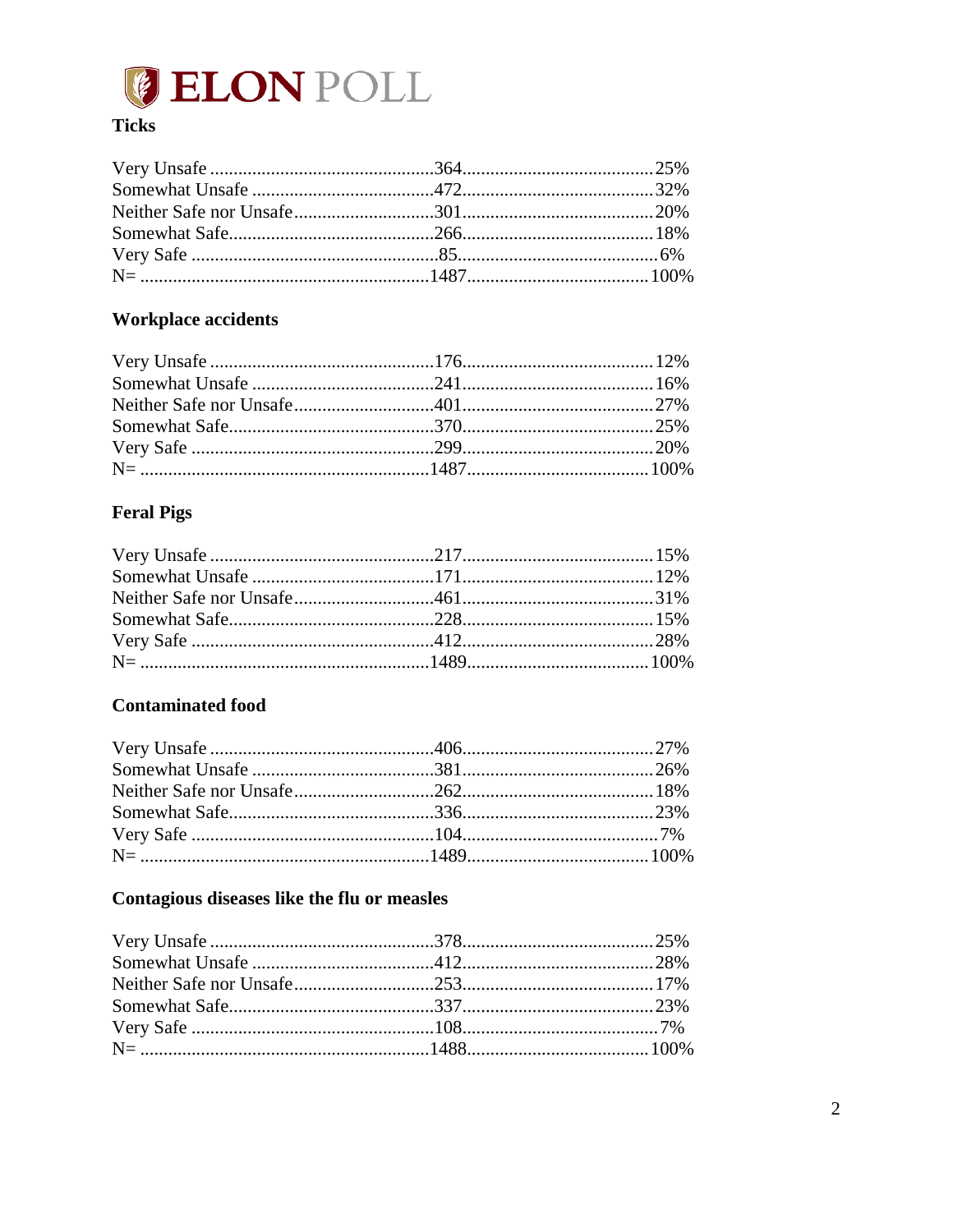### Ticks

| Response | Count | Percent |
|---|---|---|
| Very Unsafe | 364 | 25% |
| Somewhat Unsafe | 472 | 32% |
| Neither Safe nor Unsafe | 301 | 20% |
| Somewhat Safe | 266 | 18% |
| Very Safe | 85 | 6% |
| N= | 1487 | 100% |

### Workplace accidents

| Response | Count | Percent |
|---|---|---|
| Very Unsafe | 176 | 12% |
| Somewhat Unsafe | 241 | 16% |
| Neither Safe nor Unsafe | 401 | 27% |
| Somewhat Safe | 370 | 25% |
| Very Safe | 299 | 20% |
| N= | 1487 | 100% |

### Feral Pigs

| Response | Count | Percent |
|---|---|---|
| Very Unsafe | 217 | 15% |
| Somewhat Unsafe | 171 | 12% |
| Neither Safe nor Unsafe | 461 | 31% |
| Somewhat Safe | 228 | 15% |
| Very Safe | 412 | 28% |
| N= | 1489 | 100% |

### Contaminated food

| Response | Count | Percent |
|---|---|---|
| Very Unsafe | 406 | 27% |
| Somewhat Unsafe | 381 | 26% |
| Neither Safe nor Unsafe | 262 | 18% |
| Somewhat Safe | 336 | 23% |
| Very Safe | 104 | 7% |
| N= | 1489 | 100% |

### Contagious diseases like the flu or measles

| Response | Count | Percent |
|---|---|---|
| Very Unsafe | 378 | 25% |
| Somewhat Unsafe | 412 | 28% |
| Neither Safe nor Unsafe | 253 | 17% |
| Somewhat Safe | 337 | 23% |
| Very Safe | 108 | 7% |
| N= | 1488 | 100% |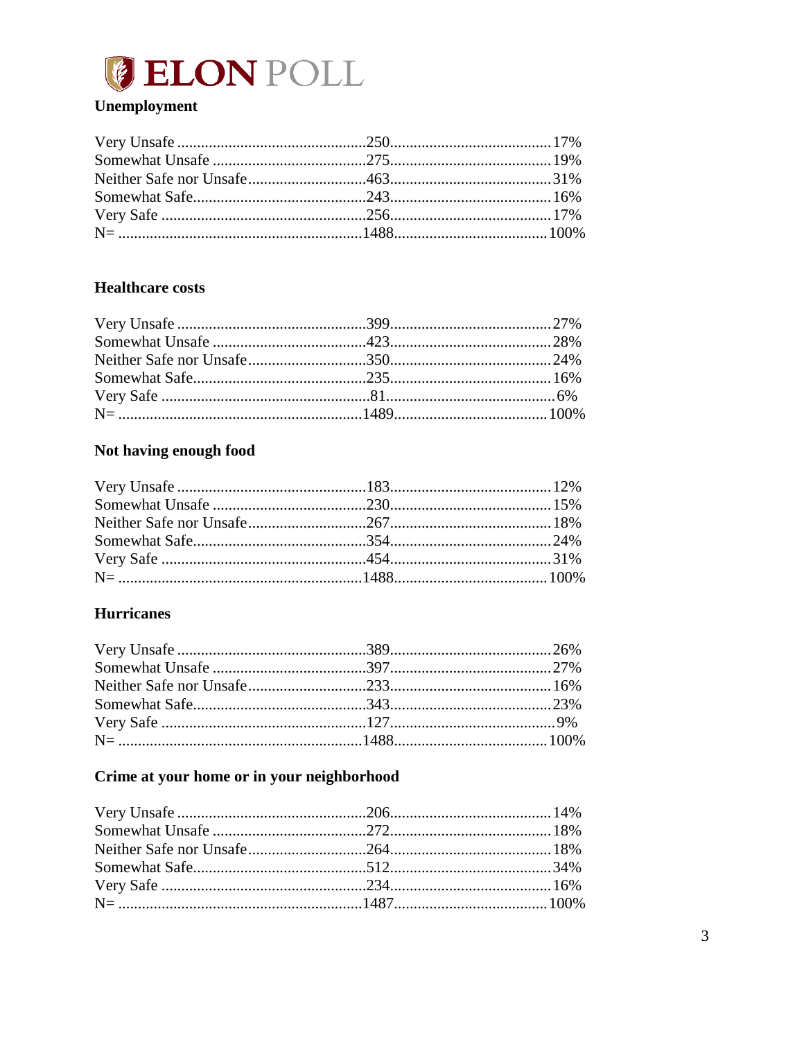### Unemployment

| | | |
|---|---|---|
| Very Unsafe | 250 | 17% |
| Somewhat Unsafe | 275 | 19% |
| Neither Safe nor Unsafe | 463 | 31% |
| Somewhat Safe | 243 | 16% |
| Very Safe | 256 | 17% |
| N= | 1488 | 100% |

### Healthcare costs

| | | |
|---|---|---|
| Very Unsafe | 399 | 27% |
| Somewhat Unsafe | 423 | 28% |
| Neither Safe nor Unsafe | 350 | 24% |
| Somewhat Safe | 235 | 16% |
| Very Safe | 81 | 6% |
| N= | 1489 | 100% |

### Not having enough food

| | | |
|---|---|---|
| Very Unsafe | 183 | 12% |
| Somewhat Unsafe | 230 | 15% |
| Neither Safe nor Unsafe | 267 | 18% |
| Somewhat Safe | 354 | 24% |
| Very Safe | 454 | 31% |
| N= | 1488 | 100% |

### Hurricanes

| | | |
|---|---|---|
| Very Unsafe | 389 | 26% |
| Somewhat Unsafe | 397 | 27% |
| Neither Safe nor Unsafe | 233 | 16% |
| Somewhat Safe | 343 | 23% |
| Very Safe | 127 | 9% |
| N= | 1488 | 100% |

### Crime at your home or in your neighborhood

| | | |
|---|---|---|
| Very Unsafe | 206 | 14% |
| Somewhat Unsafe | 272 | 18% |
| Neither Safe nor Unsafe | 264 | 18% |
| Somewhat Safe | 512 | 34% |
| Very Safe | 234 | 16% |
| N= | 1487 | 100% |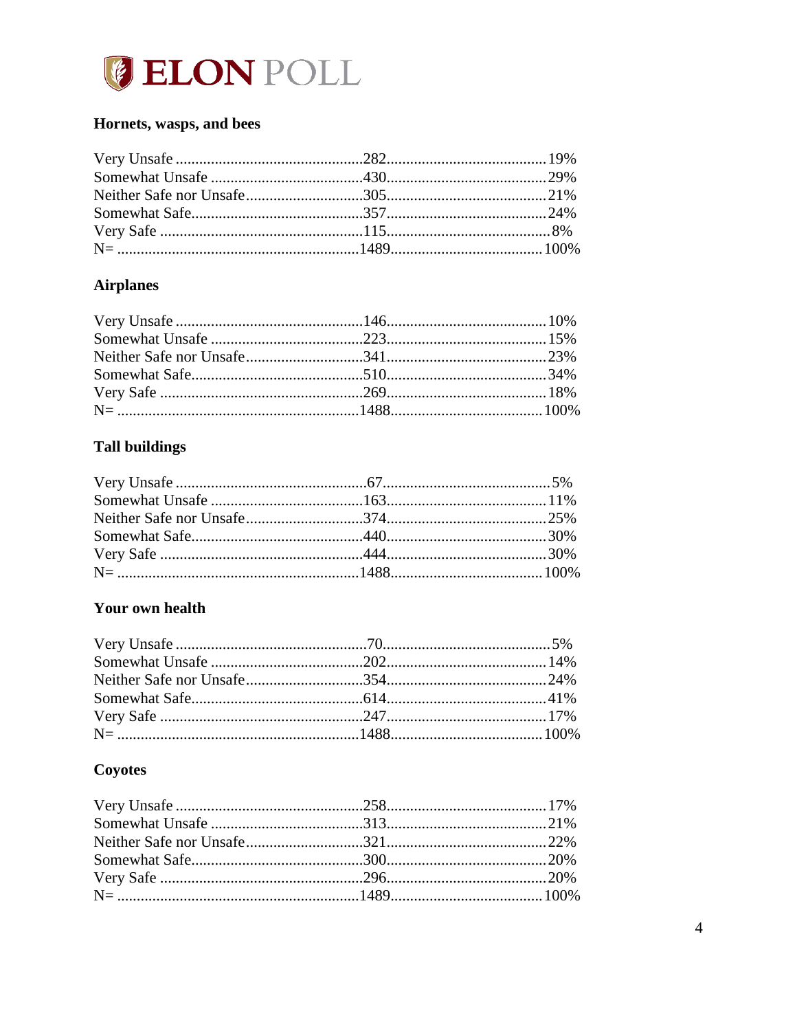### Hornets, wasps, and bees

| Response | Count | Percent |
|---|---|---|
| Very Unsafe | 282 | 19% |
| Somewhat Unsafe | 430 | 29% |
| Neither Safe nor Unsafe | 305 | 21% |
| Somewhat Safe | 357 | 24% |
| Very Safe | 115 | 8% |
| N= | 1489 | 100% |

### Airplanes

| Response | Count | Percent |
|---|---|---|
| Very Unsafe | 146 | 10% |
| Somewhat Unsafe | 223 | 15% |
| Neither Safe nor Unsafe | 341 | 23% |
| Somewhat Safe | 510 | 34% |
| Very Safe | 269 | 18% |
| N= | 1488 | 100% |

### Tall buildings

| Response | Count | Percent |
|---|---|---|
| Very Unsafe | 67 | 5% |
| Somewhat Unsafe | 163 | 11% |
| Neither Safe nor Unsafe | 374 | 25% |
| Somewhat Safe | 440 | 30% |
| Very Safe | 444 | 30% |
| N= | 1488 | 100% |

### Your own health

| Response | Count | Percent |
|---|---|---|
| Very Unsafe | 70 | 5% |
| Somewhat Unsafe | 202 | 14% |
| Neither Safe nor Unsafe | 354 | 24% |
| Somewhat Safe | 614 | 41% |
| Very Safe | 247 | 17% |
| N= | 1488 | 100% |

### Coyotes

| Response | Count | Percent |
|---|---|---|
| Very Unsafe | 258 | 17% |
| Somewhat Unsafe | 313 | 21% |
| Neither Safe nor Unsafe | 321 | 22% |
| Somewhat Safe | 300 | 20% |
| Very Safe | 296 | 20% |
| N= | 1489 | 100% |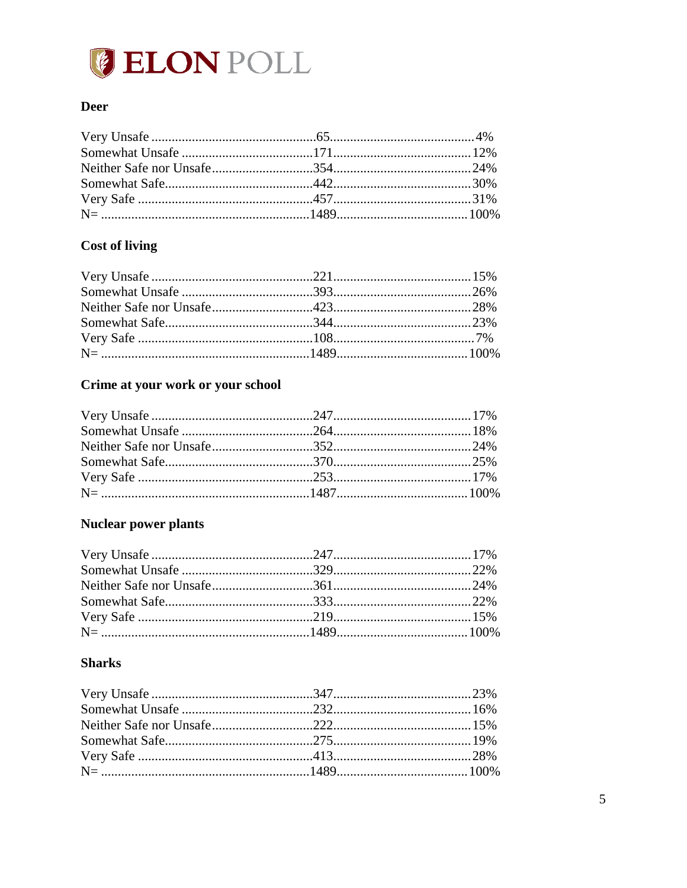### Deer

| Response | N | % |
|---|---|---|
| Very Unsafe | 65 | 4% |
| Somewhat Unsafe | 171 | 12% |
| Neither Safe nor Unsafe | 354 | 24% |
| Somewhat Safe | 442 | 30% |
| Very Safe | 457 | 31% |
| N= | 1489 | 100% |

### Cost of living

| Response | N | % |
|---|---|---|
| Very Unsafe | 221 | 15% |
| Somewhat Unsafe | 393 | 26% |
| Neither Safe nor Unsafe | 423 | 28% |
| Somewhat Safe | 344 | 23% |
| Very Safe | 108 | 7% |
| N= | 1489 | 100% |

### Crime at your work or your school

| Response | N | % |
|---|---|---|
| Very Unsafe | 247 | 17% |
| Somewhat Unsafe | 264 | 18% |
| Neither Safe nor Unsafe | 352 | 24% |
| Somewhat Safe | 370 | 25% |
| Very Safe | 253 | 17% |
| N= | 1487 | 100% |

### Nuclear power plants

| Response | N | % |
|---|---|---|
| Very Unsafe | 247 | 17% |
| Somewhat Unsafe | 329 | 22% |
| Neither Safe nor Unsafe | 361 | 24% |
| Somewhat Safe | 333 | 22% |
| Very Safe | 219 | 15% |
| N= | 1489 | 100% |

### Sharks

| Response | N | % |
|---|---|---|
| Very Unsafe | 347 | 23% |
| Somewhat Unsafe | 232 | 16% |
| Neither Safe nor Unsafe | 222 | 15% |
| Somewhat Safe | 275 | 19% |
| Very Safe | 413 | 28% |
| N= | 1489 | 100% |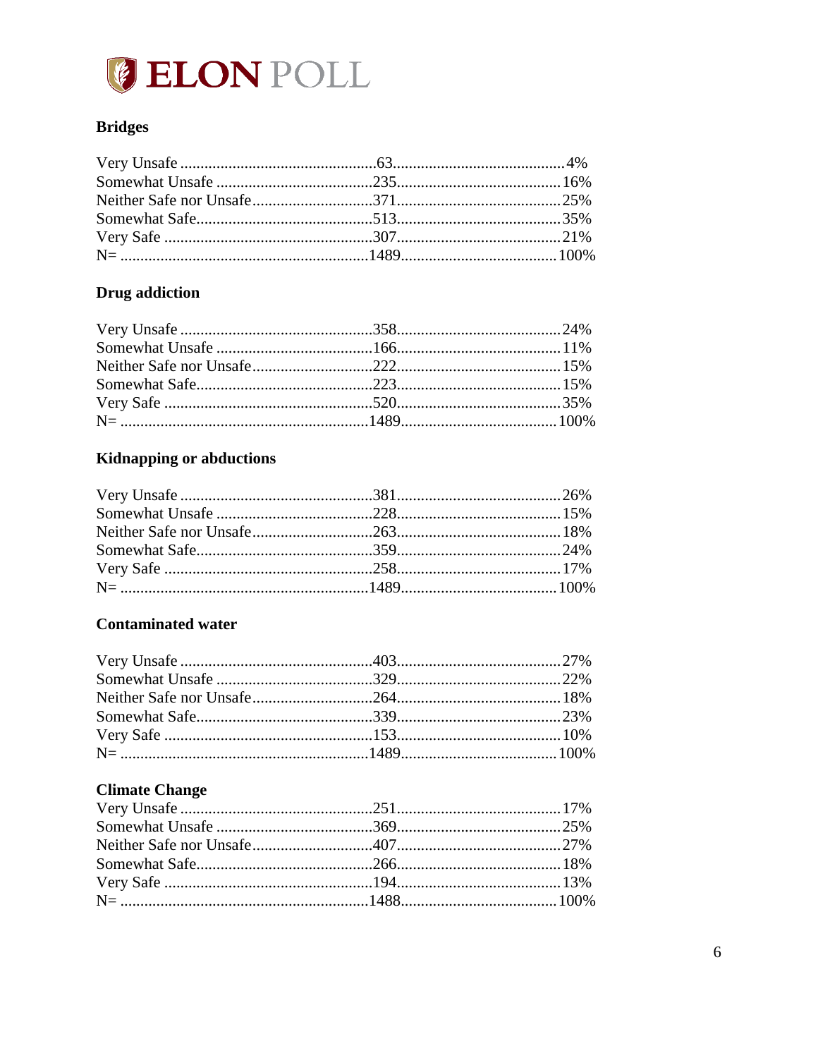**Bridges**

| | | |
|---|---|---|
| Very Unsafe | 63 | 4% |
| Somewhat Unsafe | 235 | 16% |
| Neither Safe nor Unsafe | 371 | 25% |
| Somewhat Safe | 513 | 35% |
| Very Safe | 307 | 21% |
| N= | 1489 | 100% |

**Drug addiction**

| | | |
|---|---|---|
| Very Unsafe | 358 | 24% |
| Somewhat Unsafe | 166 | 11% |
| Neither Safe nor Unsafe | 222 | 15% |
| Somewhat Safe | 223 | 15% |
| Very Safe | 520 | 35% |
| N= | 1489 | 100% |

**Kidnapping or abductions**

| | | |
|---|---|---|
| Very Unsafe | 381 | 26% |
| Somewhat Unsafe | 228 | 15% |
| Neither Safe nor Unsafe | 263 | 18% |
| Somewhat Safe | 359 | 24% |
| Very Safe | 258 | 17% |
| N= | 1489 | 100% |

**Contaminated water**

| | | |
|---|---|---|
| Very Unsafe | 403 | 27% |
| Somewhat Unsafe | 329 | 22% |
| Neither Safe nor Unsafe | 264 | 18% |
| Somewhat Safe | 339 | 23% |
| Very Safe | 153 | 10% |
| N= | 1489 | 100% |

**Climate Change**

| | | |
|---|---|---|
| Very Unsafe | 251 | 17% |
| Somewhat Unsafe | 369 | 25% |
| Neither Safe nor Unsafe | 407 | 27% |
| Somewhat Safe | 266 | 18% |
| Very Safe | 194 | 13% |
| N= | 1488 | 100% |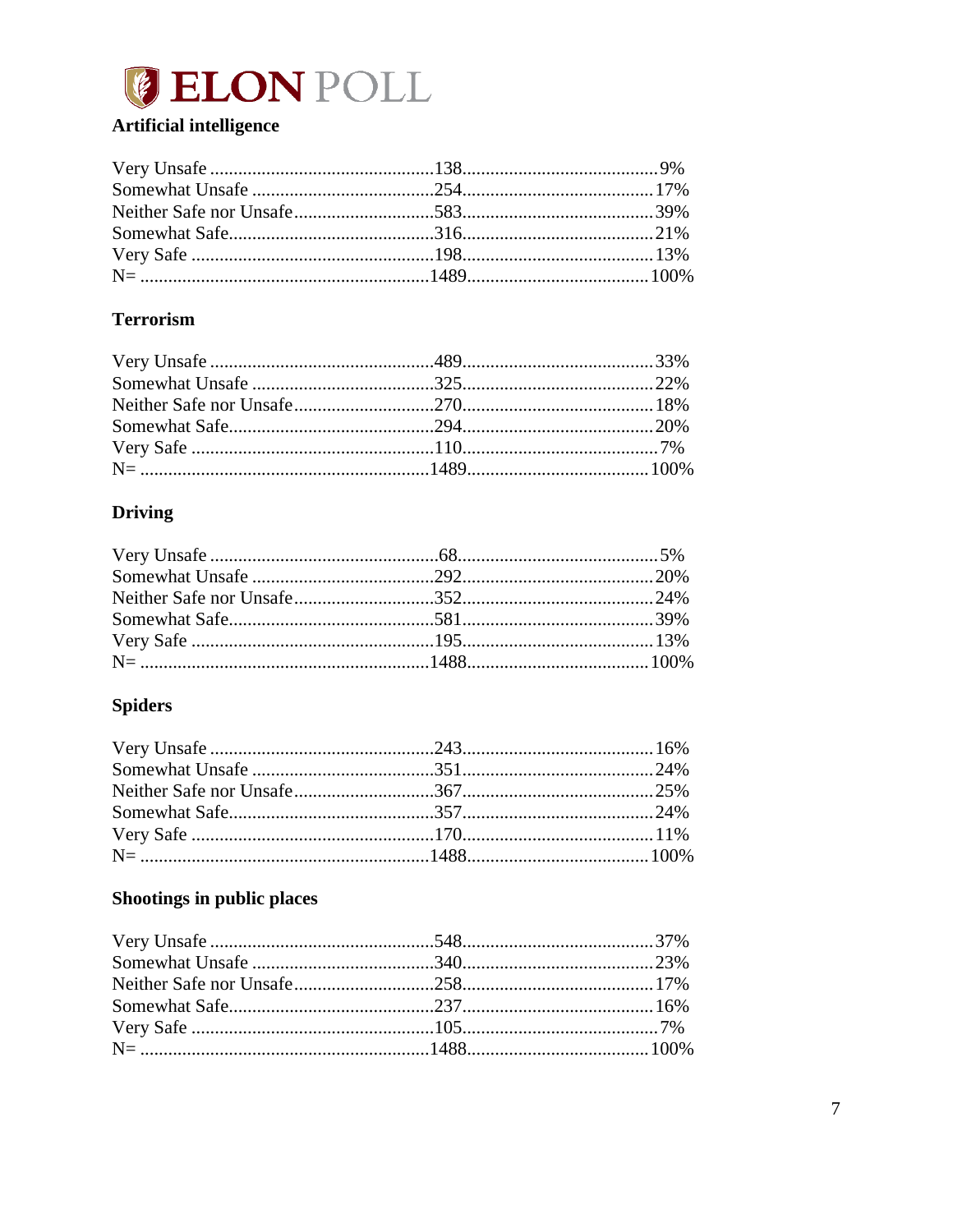**ELON POLL**

### Artificial intelligence

| | | |
|---|---|---|
| Very Unsafe | 138 | 9% |
| Somewhat Unsafe | 254 | 17% |
| Neither Safe nor Unsafe | 583 | 39% |
| Somewhat Safe | 316 | 21% |
| Very Safe | 198 | 13% |
| N= | 1489 | 100% |

### Terrorism

| | | |
|---|---|---|
| Very Unsafe | 489 | 33% |
| Somewhat Unsafe | 325 | 22% |
| Neither Safe nor Unsafe | 270 | 18% |
| Somewhat Safe | 294 | 20% |
| Very Safe | 110 | 7% |
| N= | 1489 | 100% |

### Driving

| | | |
|---|---|---|
| Very Unsafe | 68 | 5% |
| Somewhat Unsafe | 292 | 20% |
| Neither Safe nor Unsafe | 352 | 24% |
| Somewhat Safe | 581 | 39% |
| Very Safe | 195 | 13% |
| N= | 1488 | 100% |

### Spiders

| | | |
|---|---|---|
| Very Unsafe | 243 | 16% |
| Somewhat Unsafe | 351 | 24% |
| Neither Safe nor Unsafe | 367 | 25% |
| Somewhat Safe | 357 | 24% |
| Very Safe | 170 | 11% |
| N= | 1488 | 100% |

### Shootings in public places

| | | |
|---|---|---|
| Very Unsafe | 548 | 37% |
| Somewhat Unsafe | 340 | 23% |
| Neither Safe nor Unsafe | 258 | 17% |
| Somewhat Safe | 237 | 16% |
| Very Safe | 105 | 7% |
| N= | 1488 | 100% |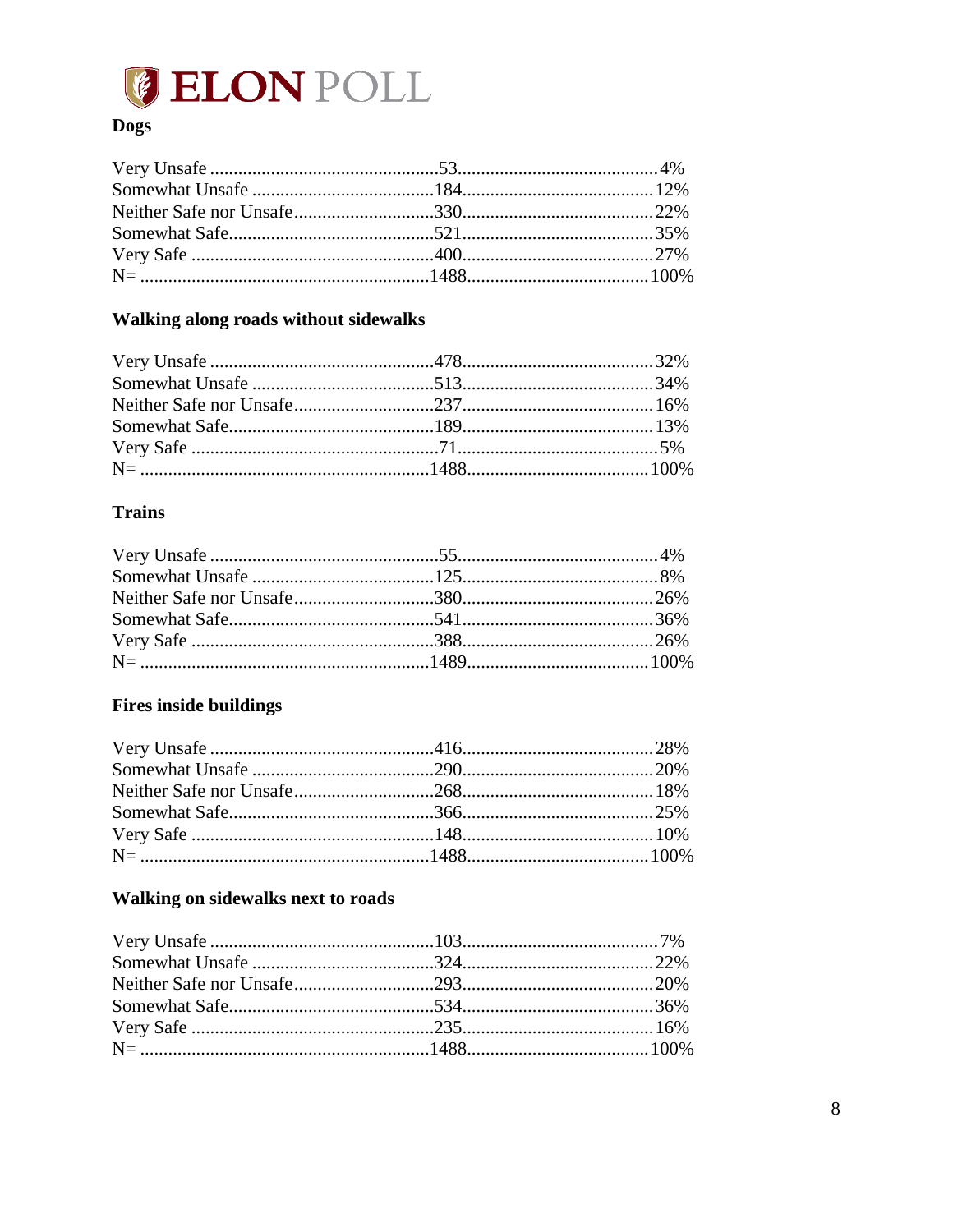### Dogs

| Response | N | % |
|---|---|---|
| Very Unsafe | 53 | 4% |
| Somewhat Unsafe | 184 | 12% |
| Neither Safe nor Unsafe | 330 | 22% |
| Somewhat Safe | 521 | 35% |
| Very Safe | 400 | 27% |
| N= | 1488 | 100% |

### Walking along roads without sidewalks

| Response | N | % |
|---|---|---|
| Very Unsafe | 478 | 32% |
| Somewhat Unsafe | 513 | 34% |
| Neither Safe nor Unsafe | 237 | 16% |
| Somewhat Safe | 189 | 13% |
| Very Safe | 71 | 5% |
| N= | 1488 | 100% |

### Trains

| Response | N | % |
|---|---|---|
| Very Unsafe | 55 | 4% |
| Somewhat Unsafe | 125 | 8% |
| Neither Safe nor Unsafe | 380 | 26% |
| Somewhat Safe | 541 | 36% |
| Very Safe | 388 | 26% |
| N= | 1489 | 100% |

### Fires inside buildings

| Response | N | % |
|---|---|---|
| Very Unsafe | 416 | 28% |
| Somewhat Unsafe | 290 | 20% |
| Neither Safe nor Unsafe | 268 | 18% |
| Somewhat Safe | 366 | 25% |
| Very Safe | 148 | 10% |
| N= | 1488 | 100% |

### Walking on sidewalks next to roads

| Response | N | % |
|---|---|---|
| Very Unsafe | 103 | 7% |
| Somewhat Unsafe | 324 | 22% |
| Neither Safe nor Unsafe | 293 | 20% |
| Somewhat Safe | 534 | 36% |
| Very Safe | 235 | 16% |
| N= | 1488 | 100% |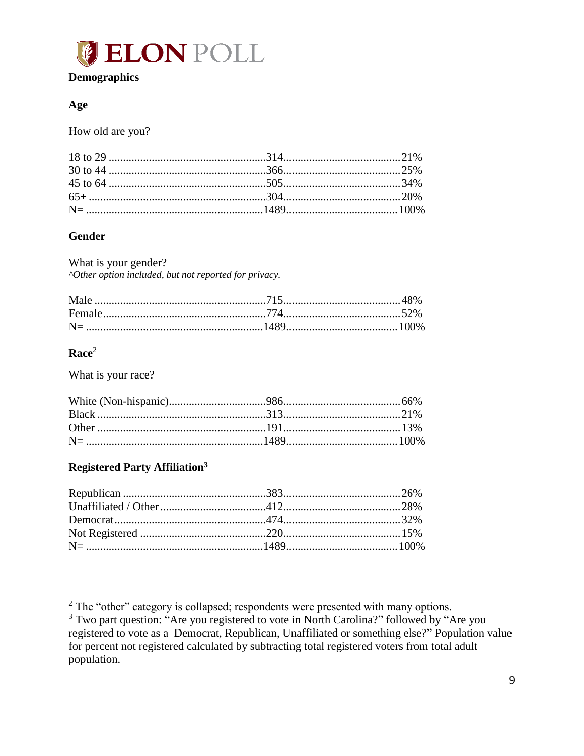## Demographics

### Age

How old are you?

| | | |
|---|---|---|
| 18 to 29 | 314 | 21% |
| 30 to 44 | 366 | 25% |
| 45 to 64 | 505 | 34% |
| 65+ | 304 | 20% |
| N= | 1489 | 100% |

### Gender

What is your gender?

*^Other option included, but not reported for privacy.*

| | | |
|---|---|---|
| Male | 715 | 48% |
| Female | 774 | 52% |
| N= | 1489 | 100% |

### Race[2]

What is your race?

| | | |
|---|---|---|
| White (Non-hispanic) | 986 | 66% |
| Black | 313 | 21% |
| Other | 191 | 13% |
| N= | 1489 | 100% |

### Registered Party Affiliation[3]

| | | |
|---|---|---|
| Republican | 383 | 26% |
| Unaffiliated / Other | 412 | 28% |
| Democrat | 474 | 32% |
| Not Registered | 220 | 15% |
| N= | 1489 | 100% |

---

[2] The "other" category is collapsed; respondents were presented with many options.

[3] Two part question: "Are you registered to vote in North Carolina?" followed by "Are you registered to vote as a Democrat, Republican, Unaffiliated or something else?" Population value for percent not registered calculated by subtracting total registered voters from total adult population.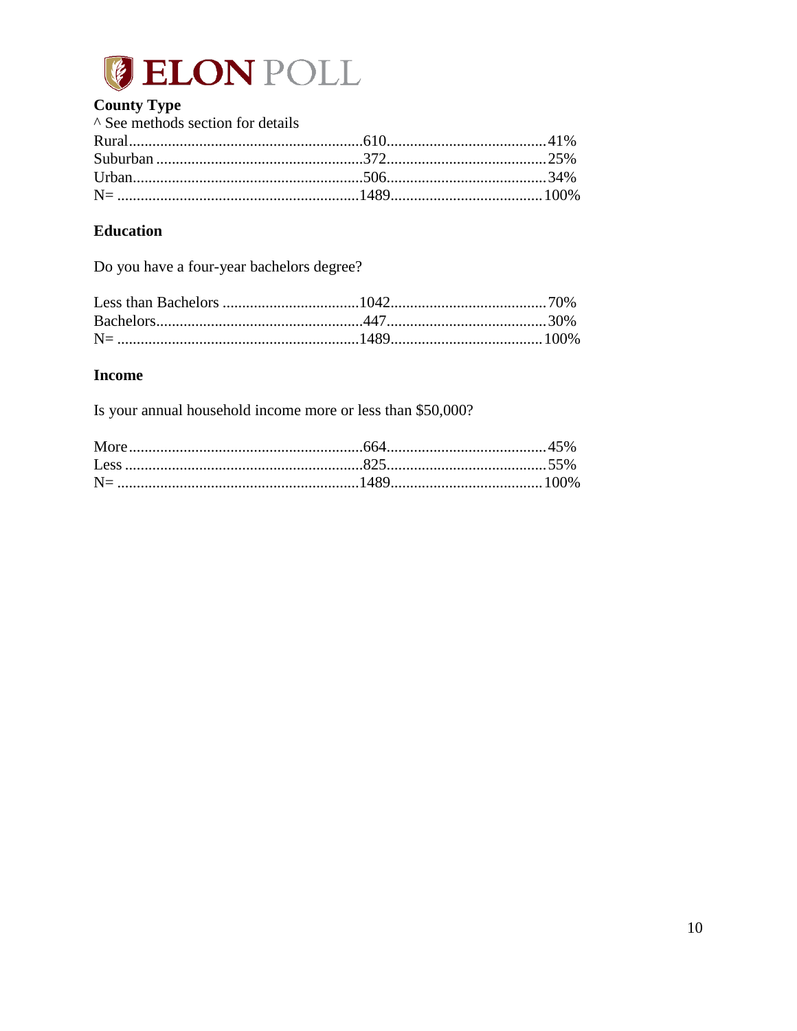### County Type

^ See methods section for details

| | | |
|---|---|---|
| Rural | 610 | 41% |
| Suburban | 372 | 25% |
| Urban | 506 | 34% |
| N= | 1489 | 100% |

### Education

Do you have a four-year bachelors degree?

| | | |
|---|---|---|
| Less than Bachelors | 1042 | 70% |
| Bachelors | 447 | 30% |
| N= | 1489 | 100% |

### Income

Is your annual household income more or less than $50,000?

| | | |
|---|---|---|
| More | 664 | 45% |
| Less | 825 | 55% |
| N= | 1489 | 100% |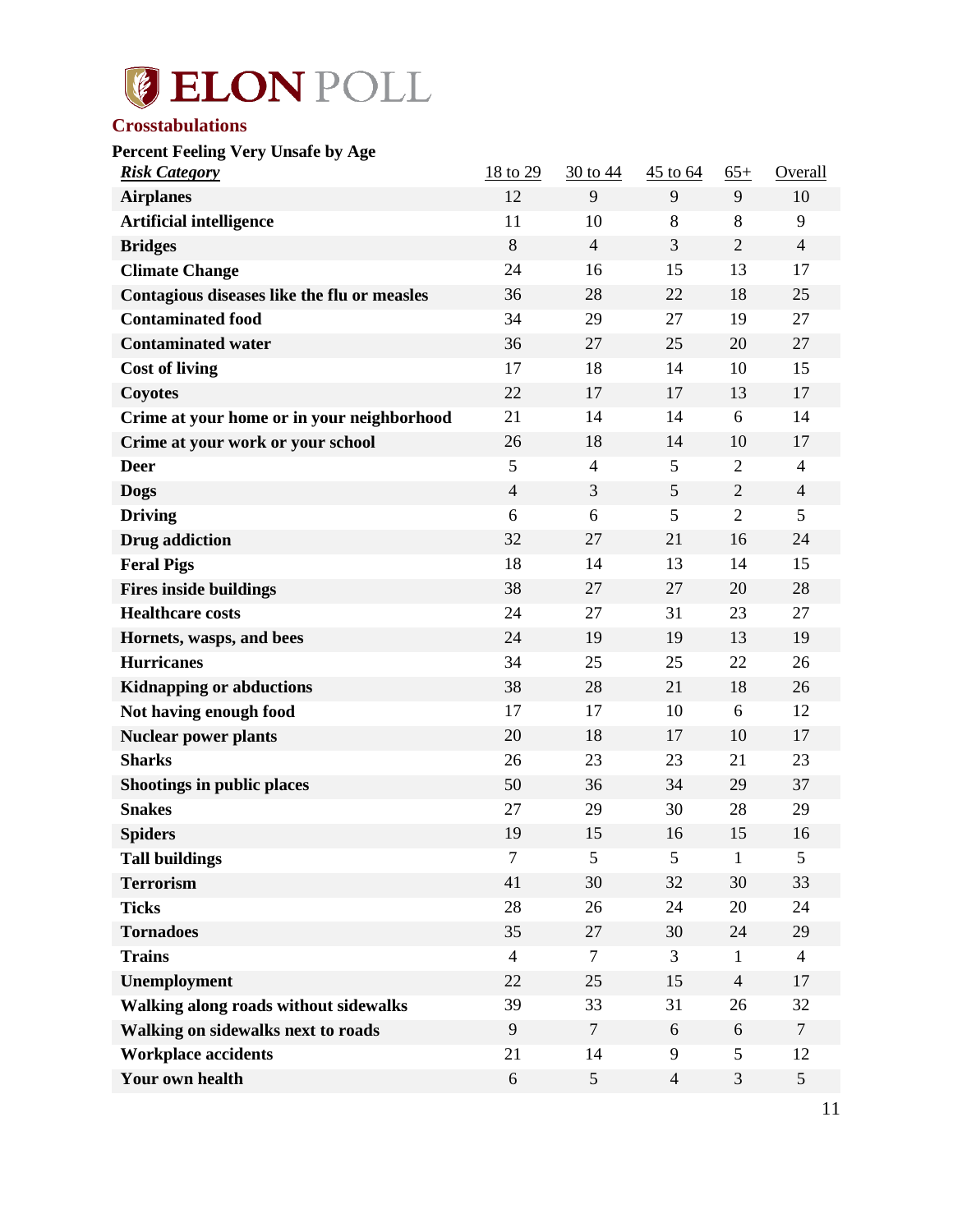## Crosstabulations

**Percent Feeling Very Unsafe by Age**

| ***Risk Category*** | 18 to 29 | 30 to 44 | 45 to 64 | 65+ | Overall |
|---|---|---|---|---|---|
| **Airplanes** | 12 | 9 | 9 | 9 | 10 |
| **Artificial intelligence** | 11 | 10 | 8 | 8 | 9 |
| **Bridges** | 8 | 4 | 3 | 2 | 4 |
| **Climate Change** | 24 | 16 | 15 | 13 | 17 |
| **Contagious diseases like the flu or measles** | 36 | 28 | 22 | 18 | 25 |
| **Contaminated food** | 34 | 29 | 27 | 19 | 27 |
| **Contaminated water** | 36 | 27 | 25 | 20 | 27 |
| **Cost of living** | 17 | 18 | 14 | 10 | 15 |
| **Coyotes** | 22 | 17 | 17 | 13 | 17 |
| **Crime at your home or in your neighborhood** | 21 | 14 | 14 | 6 | 14 |
| **Crime at your work or your school** | 26 | 18 | 14 | 10 | 17 |
| **Deer** | 5 | 4 | 5 | 2 | 4 |
| **Dogs** | 4 | 3 | 5 | 2 | 4 |
| **Driving** | 6 | 6 | 5 | 2 | 5 |
| **Drug addiction** | 32 | 27 | 21 | 16 | 24 |
| **Feral Pigs** | 18 | 14 | 13 | 14 | 15 |
| **Fires inside buildings** | 38 | 27 | 27 | 20 | 28 |
| **Healthcare costs** | 24 | 27 | 31 | 23 | 27 |
| **Hornets, wasps, and bees** | 24 | 19 | 19 | 13 | 19 |
| **Hurricanes** | 34 | 25 | 25 | 22 | 26 |
| **Kidnapping or abductions** | 38 | 28 | 21 | 18 | 26 |
| **Not having enough food** | 17 | 17 | 10 | 6 | 12 |
| **Nuclear power plants** | 20 | 18 | 17 | 10 | 17 |
| **Sharks** | 26 | 23 | 23 | 21 | 23 |
| **Shootings in public places** | 50 | 36 | 34 | 29 | 37 |
| **Snakes** | 27 | 29 | 30 | 28 | 29 |
| **Spiders** | 19 | 15 | 16 | 15 | 16 |
| **Tall buildings** | 7 | 5 | 5 | 1 | 5 |
| **Terrorism** | 41 | 30 | 32 | 30 | 33 |
| **Ticks** | 28 | 26 | 24 | 20 | 24 |
| **Tornadoes** | 35 | 27 | 30 | 24 | 29 |
| **Trains** | 4 | 7 | 3 | 1 | 4 |
| **Unemployment** | 22 | 25 | 15 | 4 | 17 |
| **Walking along roads without sidewalks** | 39 | 33 | 31 | 26 | 32 |
| **Walking on sidewalks next to roads** | 9 | 7 | 6 | 6 | 7 |
| **Workplace accidents** | 21 | 14 | 9 | 5 | 12 |
| **Your own health** | 6 | 5 | 4 | 3 | 5 |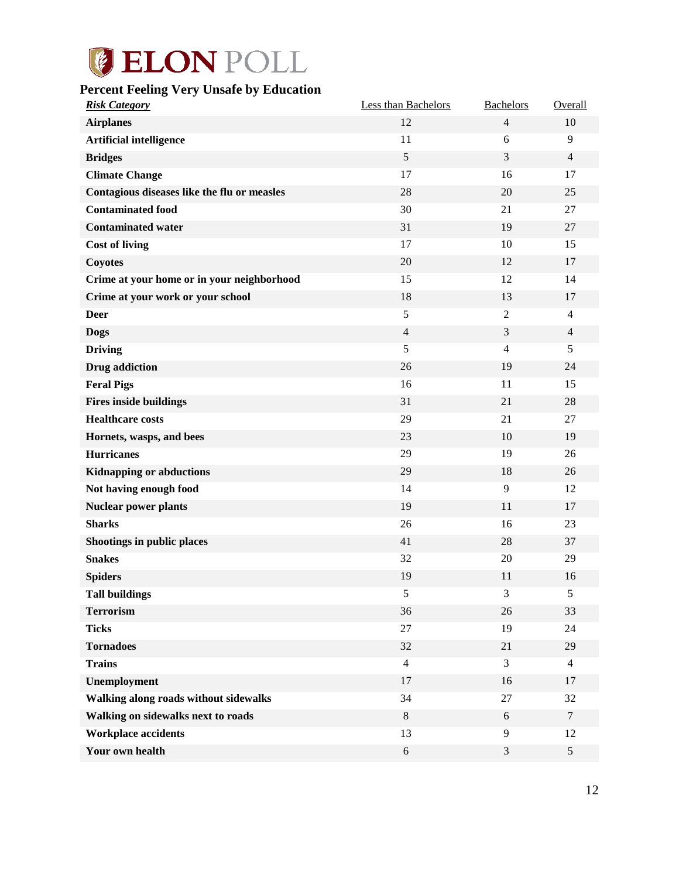**ELON POLL**

## Percent Feeling Very Unsafe by Education

| *Risk Category* | Less than Bachelors | Bachelors | Overall |
|---|---|---|---|
| **Airplanes** | 12 | 4 | 10 |
| **Artificial intelligence** | 11 | 6 | 9 |
| **Bridges** | 5 | 3 | 4 |
| **Climate Change** | 17 | 16 | 17 |
| **Contagious diseases like the flu or measles** | 28 | 20 | 25 |
| **Contaminated food** | 30 | 21 | 27 |
| **Contaminated water** | 31 | 19 | 27 |
| **Cost of living** | 17 | 10 | 15 |
| **Coyotes** | 20 | 12 | 17 |
| **Crime at your home or in your neighborhood** | 15 | 12 | 14 |
| **Crime at your work or your school** | 18 | 13 | 17 |
| **Deer** | 5 | 2 | 4 |
| **Dogs** | 4 | 3 | 4 |
| **Driving** | 5 | 4 | 5 |
| **Drug addiction** | 26 | 19 | 24 |
| **Feral Pigs** | 16 | 11 | 15 |
| **Fires inside buildings** | 31 | 21 | 28 |
| **Healthcare costs** | 29 | 21 | 27 |
| **Hornets, wasps, and bees** | 23 | 10 | 19 |
| **Hurricanes** | 29 | 19 | 26 |
| **Kidnapping or abductions** | 29 | 18 | 26 |
| **Not having enough food** | 14 | 9 | 12 |
| **Nuclear power plants** | 19 | 11 | 17 |
| **Sharks** | 26 | 16 | 23 |
| **Shootings in public places** | 41 | 28 | 37 |
| **Snakes** | 32 | 20 | 29 |
| **Spiders** | 19 | 11 | 16 |
| **Tall buildings** | 5 | 3 | 5 |
| **Terrorism** | 36 | 26 | 33 |
| **Ticks** | 27 | 19 | 24 |
| **Tornadoes** | 32 | 21 | 29 |
| **Trains** | 4 | 3 | 4 |
| **Unemployment** | 17 | 16 | 17 |
| **Walking along roads without sidewalks** | 34 | 27 | 32 |
| **Walking on sidewalks next to roads** | 8 | 6 | 7 |
| **Workplace accidents** | 13 | 9 | 12 |
| **Your own health** | 6 | 3 | 5 |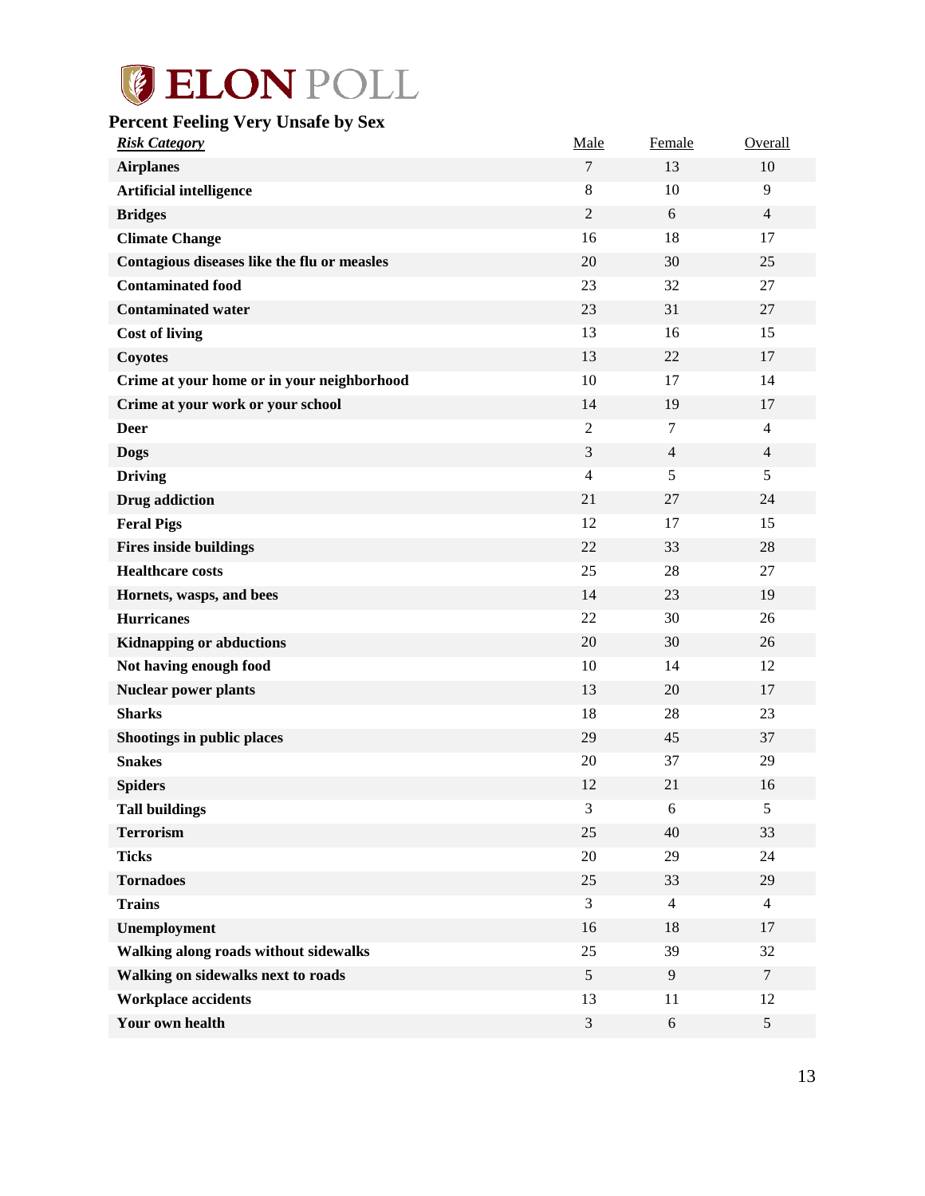ELON POLL

## Percent Feeling Very Unsafe by Sex

| ***Risk Category*** | Male | Female | Overall |
|---|---|---|---|
| **Airplanes** | 7 | 13 | 10 |
| **Artificial intelligence** | 8 | 10 | 9 |
| **Bridges** | 2 | 6 | 4 |
| **Climate Change** | 16 | 18 | 17 |
| **Contagious diseases like the flu or measles** | 20 | 30 | 25 |
| **Contaminated food** | 23 | 32 | 27 |
| **Contaminated water** | 23 | 31 | 27 |
| **Cost of living** | 13 | 16 | 15 |
| **Coyotes** | 13 | 22 | 17 |
| **Crime at your home or in your neighborhood** | 10 | 17 | 14 |
| **Crime at your work or your school** | 14 | 19 | 17 |
| **Deer** | 2 | 7 | 4 |
| **Dogs** | 3 | 4 | 4 |
| **Driving** | 4 | 5 | 5 |
| **Drug addiction** | 21 | 27 | 24 |
| **Feral Pigs** | 12 | 17 | 15 |
| **Fires inside buildings** | 22 | 33 | 28 |
| **Healthcare costs** | 25 | 28 | 27 |
| **Hornets, wasps, and bees** | 14 | 23 | 19 |
| **Hurricanes** | 22 | 30 | 26 |
| **Kidnapping or abductions** | 20 | 30 | 26 |
| **Not having enough food** | 10 | 14 | 12 |
| **Nuclear power plants** | 13 | 20 | 17 |
| **Sharks** | 18 | 28 | 23 |
| **Shootings in public places** | 29 | 45 | 37 |
| **Snakes** | 20 | 37 | 29 |
| **Spiders** | 12 | 21 | 16 |
| **Tall buildings** | 3 | 6 | 5 |
| **Terrorism** | 25 | 40 | 33 |
| **Ticks** | 20 | 29 | 24 |
| **Tornadoes** | 25 | 33 | 29 |
| **Trains** | 3 | 4 | 4 |
| **Unemployment** | 16 | 18 | 17 |
| **Walking along roads without sidewalks** | 25 | 39 | 32 |
| **Walking on sidewalks next to roads** | 5 | 9 | 7 |
| **Workplace accidents** | 13 | 11 | 12 |
| **Your own health** | 3 | 6 | 5 |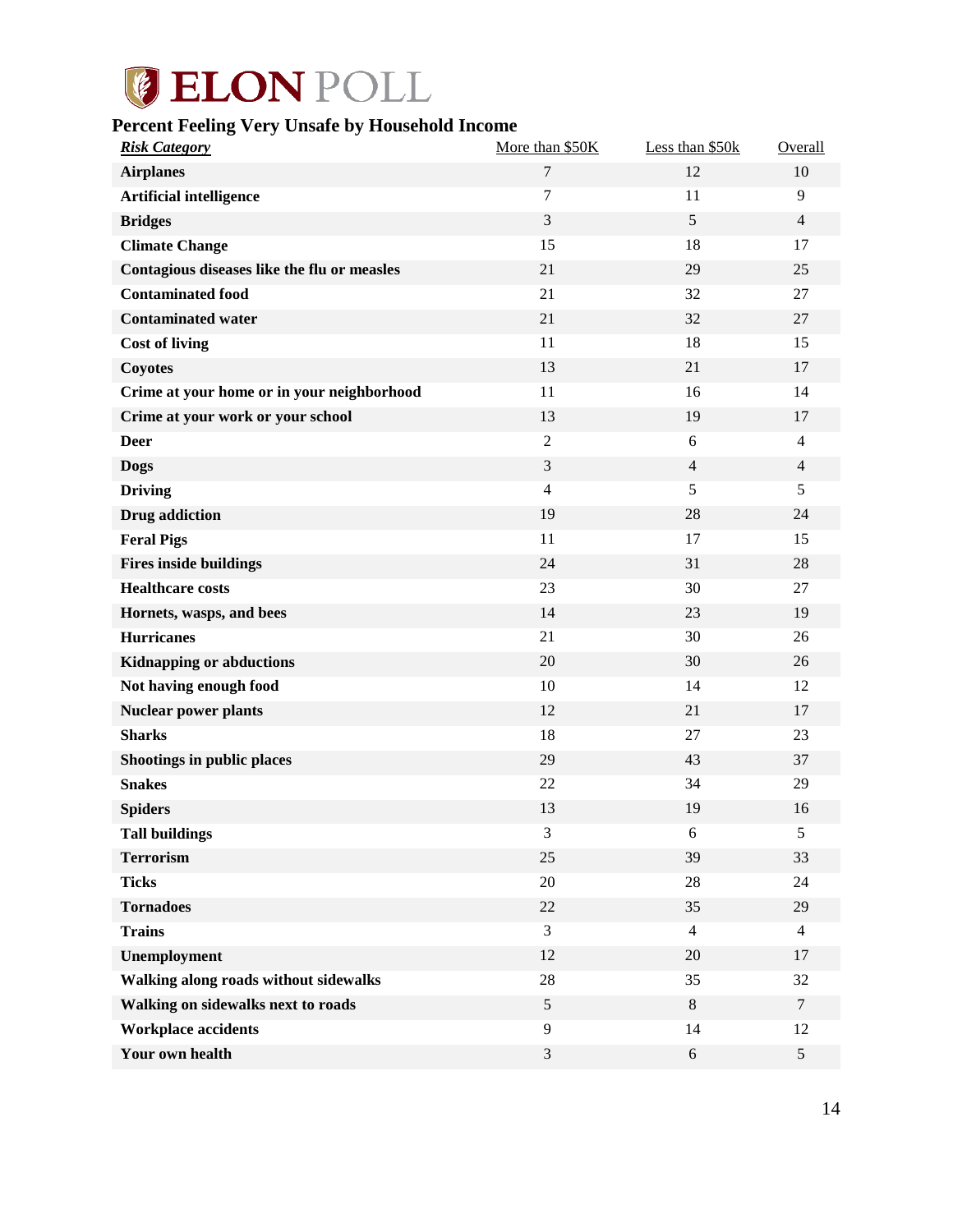# ELON POLL

## Percent Feeling Very Unsafe by Household Income

| Risk Category | More than $50K | Less than $50k | Overall |
|---|---|---|---|
| **Airplanes** | 7 | 12 | 10 |
| **Artificial intelligence** | 7 | 11 | 9 |
| **Bridges** | 3 | 5 | 4 |
| **Climate Change** | 15 | 18 | 17 |
| **Contagious diseases like the flu or measles** | 21 | 29 | 25 |
| **Contaminated food** | 21 | 32 | 27 |
| **Contaminated water** | 21 | 32 | 27 |
| **Cost of living** | 11 | 18 | 15 |
| **Coyotes** | 13 | 21 | 17 |
| **Crime at your home or in your neighborhood** | 11 | 16 | 14 |
| **Crime at your work or your school** | 13 | 19 | 17 |
| **Deer** | 2 | 6 | 4 |
| **Dogs** | 3 | 4 | 4 |
| **Driving** | 4 | 5 | 5 |
| **Drug addiction** | 19 | 28 | 24 |
| **Feral Pigs** | 11 | 17 | 15 |
| **Fires inside buildings** | 24 | 31 | 28 |
| **Healthcare costs** | 23 | 30 | 27 |
| **Hornets, wasps, and bees** | 14 | 23 | 19 |
| **Hurricanes** | 21 | 30 | 26 |
| **Kidnapping or abductions** | 20 | 30 | 26 |
| **Not having enough food** | 10 | 14 | 12 |
| **Nuclear power plants** | 12 | 21 | 17 |
| **Sharks** | 18 | 27 | 23 |
| **Shootings in public places** | 29 | 43 | 37 |
| **Snakes** | 22 | 34 | 29 |
| **Spiders** | 13 | 19 | 16 |
| **Tall buildings** | 3 | 6 | 5 |
| **Terrorism** | 25 | 39 | 33 |
| **Ticks** | 20 | 28 | 24 |
| **Tornadoes** | 22 | 35 | 29 |
| **Trains** | 3 | 4 | 4 |
| **Unemployment** | 12 | 20 | 17 |
| **Walking along roads without sidewalks** | 28 | 35 | 32 |
| **Walking on sidewalks next to roads** | 5 | 8 | 7 |
| **Workplace accidents** | 9 | 14 | 12 |
| **Your own health** | 3 | 6 | 5 |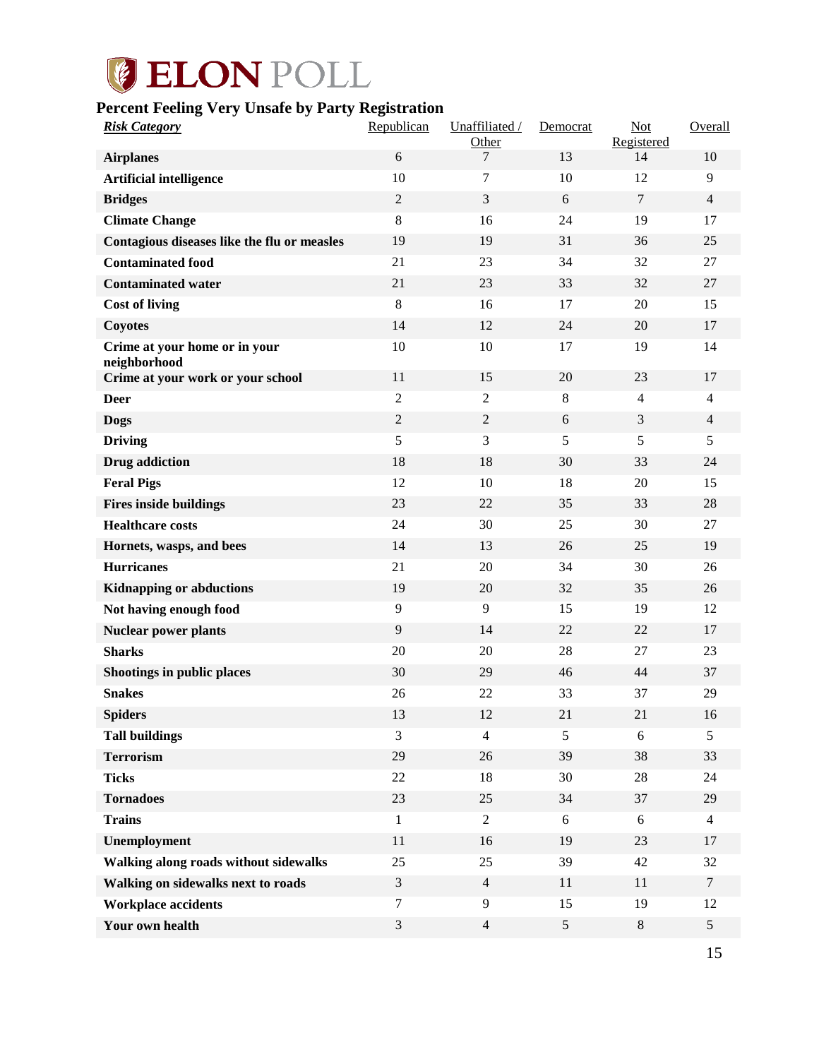ELON POLL

## Percent Feeling Very Unsafe by Party Registration

| *Risk Category* | Republican | Unaffiliated / Other | Democrat | Not Registered | Overall |
|---|---|---|---|---|---|
| **Airplanes** | 6 | 7 | 13 | 14 | 10 |
| **Artificial intelligence** | 10 | 7 | 10 | 12 | 9 |
| **Bridges** | 2 | 3 | 6 | 7 | 4 |
| **Climate Change** | 8 | 16 | 24 | 19 | 17 |
| **Contagious diseases like the flu or measles** | 19 | 19 | 31 | 36 | 25 |
| **Contaminated food** | 21 | 23 | 34 | 32 | 27 |
| **Contaminated water** | 21 | 23 | 33 | 32 | 27 |
| **Cost of living** | 8 | 16 | 17 | 20 | 15 |
| **Coyotes** | 14 | 12 | 24 | 20 | 17 |
| **Crime at your home or in your neighborhood** | 10 | 10 | 17 | 19 | 14 |
| **Crime at your work or your school** | 11 | 15 | 20 | 23 | 17 |
| **Deer** | 2 | 2 | 8 | 4 | 4 |
| **Dogs** | 2 | 2 | 6 | 3 | 4 |
| **Driving** | 5 | 3 | 5 | 5 | 5 |
| **Drug addiction** | 18 | 18 | 30 | 33 | 24 |
| **Feral Pigs** | 12 | 10 | 18 | 20 | 15 |
| **Fires inside buildings** | 23 | 22 | 35 | 33 | 28 |
| **Healthcare costs** | 24 | 30 | 25 | 30 | 27 |
| **Hornets, wasps, and bees** | 14 | 13 | 26 | 25 | 19 |
| **Hurricanes** | 21 | 20 | 34 | 30 | 26 |
| **Kidnapping or abductions** | 19 | 20 | 32 | 35 | 26 |
| **Not having enough food** | 9 | 9 | 15 | 19 | 12 |
| **Nuclear power plants** | 9 | 14 | 22 | 22 | 17 |
| **Sharks** | 20 | 20 | 28 | 27 | 23 |
| **Shootings in public places** | 30 | 29 | 46 | 44 | 37 |
| **Snakes** | 26 | 22 | 33 | 37 | 29 |
| **Spiders** | 13 | 12 | 21 | 21 | 16 |
| **Tall buildings** | 3 | 4 | 5 | 6 | 5 |
| **Terrorism** | 29 | 26 | 39 | 38 | 33 |
| **Ticks** | 22 | 18 | 30 | 28 | 24 |
| **Tornadoes** | 23 | 25 | 34 | 37 | 29 |
| **Trains** | 1 | 2 | 6 | 6 | 4 |
| **Unemployment** | 11 | 16 | 19 | 23 | 17 |
| **Walking along roads without sidewalks** | 25 | 25 | 39 | 42 | 32 |
| **Walking on sidewalks next to roads** | 3 | 4 | 11 | 11 | 7 |
| **Workplace accidents** | 7 | 9 | 15 | 19 | 12 |
| **Your own health** | 3 | 4 | 5 | 8 | 5 |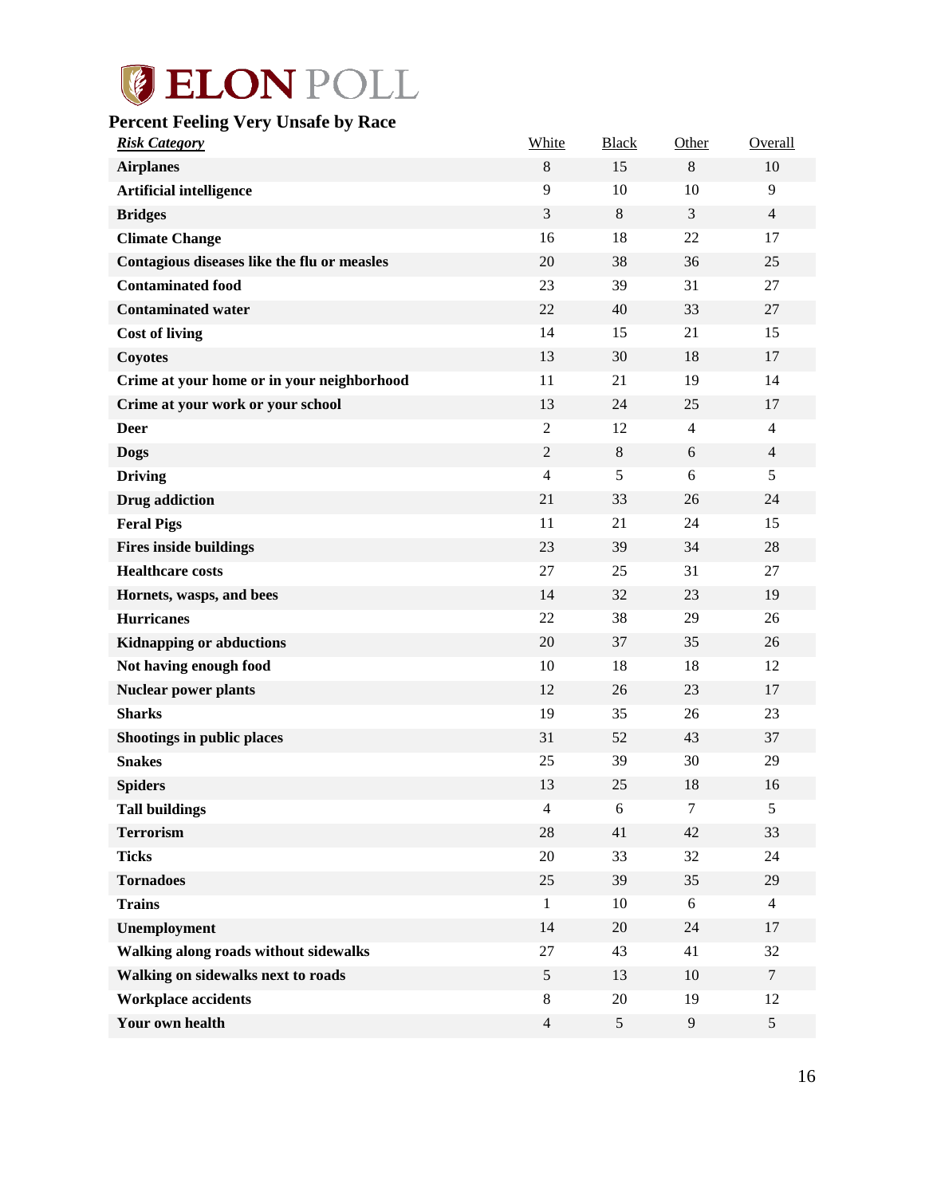# ELON POLL

## Percent Feeling Very Unsafe by Race

| ***Risk Category*** | White | Black | Other | Overall |
|---|---|---|---|---|
| **Airplanes** | 8 | 15 | 8 | 10 |
| **Artificial intelligence** | 9 | 10 | 10 | 9 |
| **Bridges** | 3 | 8 | 3 | 4 |
| **Climate Change** | 16 | 18 | 22 | 17 |
| **Contagious diseases like the flu or measles** | 20 | 38 | 36 | 25 |
| **Contaminated food** | 23 | 39 | 31 | 27 |
| **Contaminated water** | 22 | 40 | 33 | 27 |
| **Cost of living** | 14 | 15 | 21 | 15 |
| **Coyotes** | 13 | 30 | 18 | 17 |
| **Crime at your home or in your neighborhood** | 11 | 21 | 19 | 14 |
| **Crime at your work or your school** | 13 | 24 | 25 | 17 |
| **Deer** | 2 | 12 | 4 | 4 |
| **Dogs** | 2 | 8 | 6 | 4 |
| **Driving** | 4 | 5 | 6 | 5 |
| **Drug addiction** | 21 | 33 | 26 | 24 |
| **Feral Pigs** | 11 | 21 | 24 | 15 |
| **Fires inside buildings** | 23 | 39 | 34 | 28 |
| **Healthcare costs** | 27 | 25 | 31 | 27 |
| **Hornets, wasps, and bees** | 14 | 32 | 23 | 19 |
| **Hurricanes** | 22 | 38 | 29 | 26 |
| **Kidnapping or abductions** | 20 | 37 | 35 | 26 |
| **Not having enough food** | 10 | 18 | 18 | 12 |
| **Nuclear power plants** | 12 | 26 | 23 | 17 |
| **Sharks** | 19 | 35 | 26 | 23 |
| **Shootings in public places** | 31 | 52 | 43 | 37 |
| **Snakes** | 25 | 39 | 30 | 29 |
| **Spiders** | 13 | 25 | 18 | 16 |
| **Tall buildings** | 4 | 6 | 7 | 5 |
| **Terrorism** | 28 | 41 | 42 | 33 |
| **Ticks** | 20 | 33 | 32 | 24 |
| **Tornadoes** | 25 | 39 | 35 | 29 |
| **Trains** | 1 | 10 | 6 | 4 |
| **Unemployment** | 14 | 20 | 24 | 17 |
| **Walking along roads without sidewalks** | 27 | 43 | 41 | 32 |
| **Walking on sidewalks next to roads** | 5 | 13 | 10 | 7 |
| **Workplace accidents** | 8 | 20 | 19 | 12 |
| **Your own health** | 4 | 5 | 9 | 5 |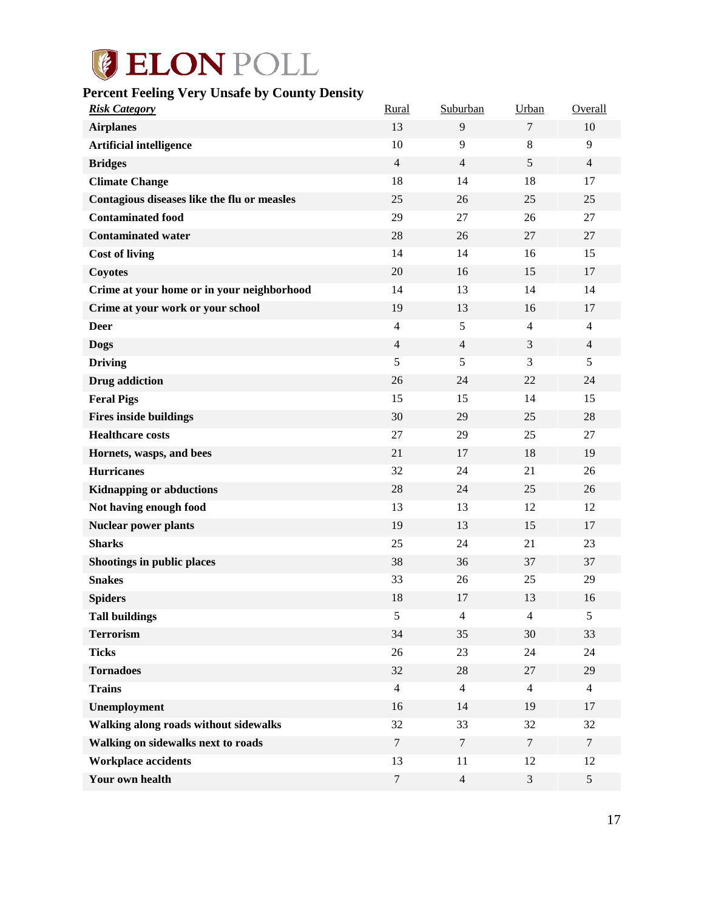# ELON POLL

## Percent Feeling Very Unsafe by County Density

| ***Risk Category*** | Rural | Suburban | Urban | Overall |
|---|---|---|---|---|
| **Airplanes** | 13 | 9 | 7 | 10 |
| **Artificial intelligence** | 10 | 9 | 8 | 9 |
| **Bridges** | 4 | 4 | 5 | 4 |
| **Climate Change** | 18 | 14 | 18 | 17 |
| **Contagious diseases like the flu or measles** | 25 | 26 | 25 | 25 |
| **Contaminated food** | 29 | 27 | 26 | 27 |
| **Contaminated water** | 28 | 26 | 27 | 27 |
| **Cost of living** | 14 | 14 | 16 | 15 |
| **Coyotes** | 20 | 16 | 15 | 17 |
| **Crime at your home or in your neighborhood** | 14 | 13 | 14 | 14 |
| **Crime at your work or your school** | 19 | 13 | 16 | 17 |
| **Deer** | 4 | 5 | 4 | 4 |
| **Dogs** | 4 | 4 | 3 | 4 |
| **Driving** | 5 | 5 | 3 | 5 |
| **Drug addiction** | 26 | 24 | 22 | 24 |
| **Feral Pigs** | 15 | 15 | 14 | 15 |
| **Fires inside buildings** | 30 | 29 | 25 | 28 |
| **Healthcare costs** | 27 | 29 | 25 | 27 |
| **Hornets, wasps, and bees** | 21 | 17 | 18 | 19 |
| **Hurricanes** | 32 | 24 | 21 | 26 |
| **Kidnapping or abductions** | 28 | 24 | 25 | 26 |
| **Not having enough food** | 13 | 13 | 12 | 12 |
| **Nuclear power plants** | 19 | 13 | 15 | 17 |
| **Sharks** | 25 | 24 | 21 | 23 |
| **Shootings in public places** | 38 | 36 | 37 | 37 |
| **Snakes** | 33 | 26 | 25 | 29 |
| **Spiders** | 18 | 17 | 13 | 16 |
| **Tall buildings** | 5 | 4 | 4 | 5 |
| **Terrorism** | 34 | 35 | 30 | 33 |
| **Ticks** | 26 | 23 | 24 | 24 |
| **Tornadoes** | 32 | 28 | 27 | 29 |
| **Trains** | 4 | 4 | 4 | 4 |
| **Unemployment** | 16 | 14 | 19 | 17 |
| **Walking along roads without sidewalks** | 32 | 33 | 32 | 32 |
| **Walking on sidewalks next to roads** | 7 | 7 | 7 | 7 |
| **Workplace accidents** | 13 | 11 | 12 | 12 |
| **Your own health** | 7 | 4 | 3 | 5 |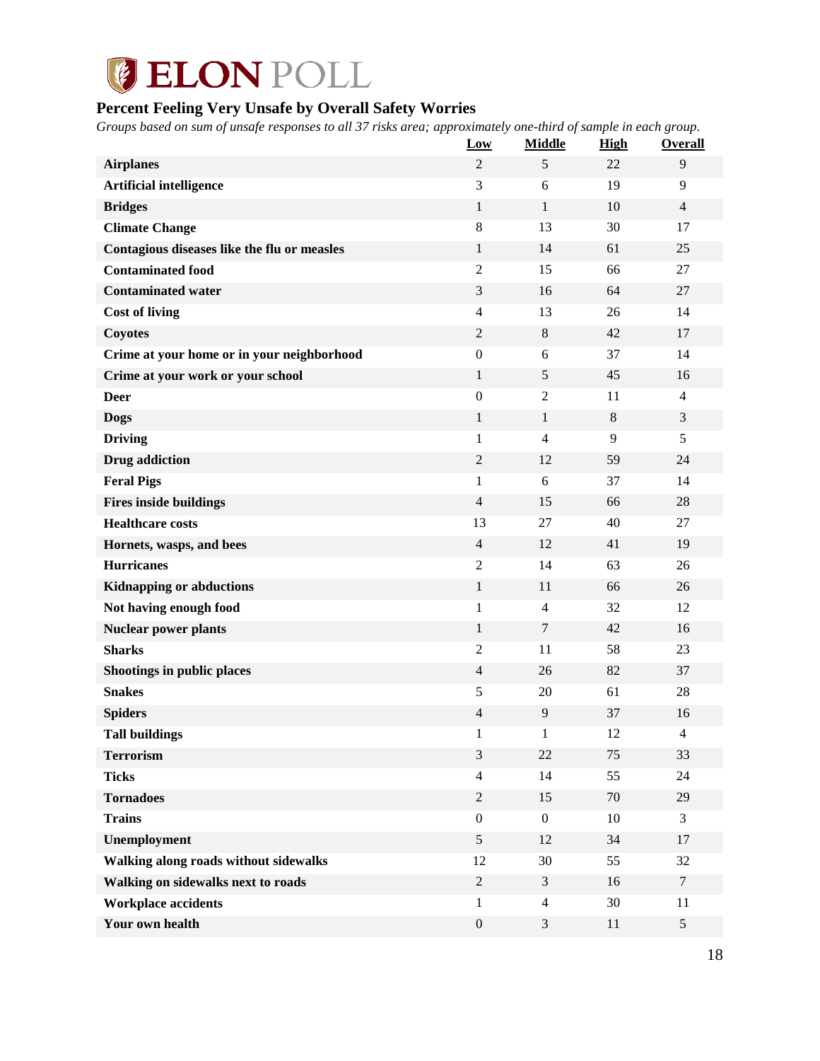## Percent Feeling Very Unsafe by Overall Safety Worries

*Groups based on sum of unsafe responses to all 37 risks area; approximately one-third of sample in each group.*

| | Low | Middle | High | Overall |
|---|---|---|---|---|
| **Airplanes** | 2 | 5 | 22 | 9 |
| **Artificial intelligence** | 3 | 6 | 19 | 9 |
| **Bridges** | 1 | 1 | 10 | 4 |
| **Climate Change** | 8 | 13 | 30 | 17 |
| **Contagious diseases like the flu or measles** | 1 | 14 | 61 | 25 |
| **Contaminated food** | 2 | 15 | 66 | 27 |
| **Contaminated water** | 3 | 16 | 64 | 27 |
| **Cost of living** | 4 | 13 | 26 | 14 |
| **Coyotes** | 2 | 8 | 42 | 17 |
| **Crime at your home or in your neighborhood** | 0 | 6 | 37 | 14 |
| **Crime at your work or your school** | 1 | 5 | 45 | 16 |
| **Deer** | 0 | 2 | 11 | 4 |
| **Dogs** | 1 | 1 | 8 | 3 |
| **Driving** | 1 | 4 | 9 | 5 |
| **Drug addiction** | 2 | 12 | 59 | 24 |
| **Feral Pigs** | 1 | 6 | 37 | 14 |
| **Fires inside buildings** | 4 | 15 | 66 | 28 |
| **Healthcare costs** | 13 | 27 | 40 | 27 |
| **Hornets, wasps, and bees** | 4 | 12 | 41 | 19 |
| **Hurricanes** | 2 | 14 | 63 | 26 |
| **Kidnapping or abductions** | 1 | 11 | 66 | 26 |
| **Not having enough food** | 1 | 4 | 32 | 12 |
| **Nuclear power plants** | 1 | 7 | 42 | 16 |
| **Sharks** | 2 | 11 | 58 | 23 |
| **Shootings in public places** | 4 | 26 | 82 | 37 |
| **Snakes** | 5 | 20 | 61 | 28 |
| **Spiders** | 4 | 9 | 37 | 16 |
| **Tall buildings** | 1 | 1 | 12 | 4 |
| **Terrorism** | 3 | 22 | 75 | 33 |
| **Ticks** | 4 | 14 | 55 | 24 |
| **Tornadoes** | 2 | 15 | 70 | 29 |
| **Trains** | 0 | 0 | 10 | 3 |
| **Unemployment** | 5 | 12 | 34 | 17 |
| **Walking along roads without sidewalks** | 12 | 30 | 55 | 32 |
| **Walking on sidewalks next to roads** | 2 | 3 | 16 | 7 |
| **Workplace accidents** | 1 | 4 | 30 | 11 |
| **Your own health** | 0 | 3 | 11 | 5 |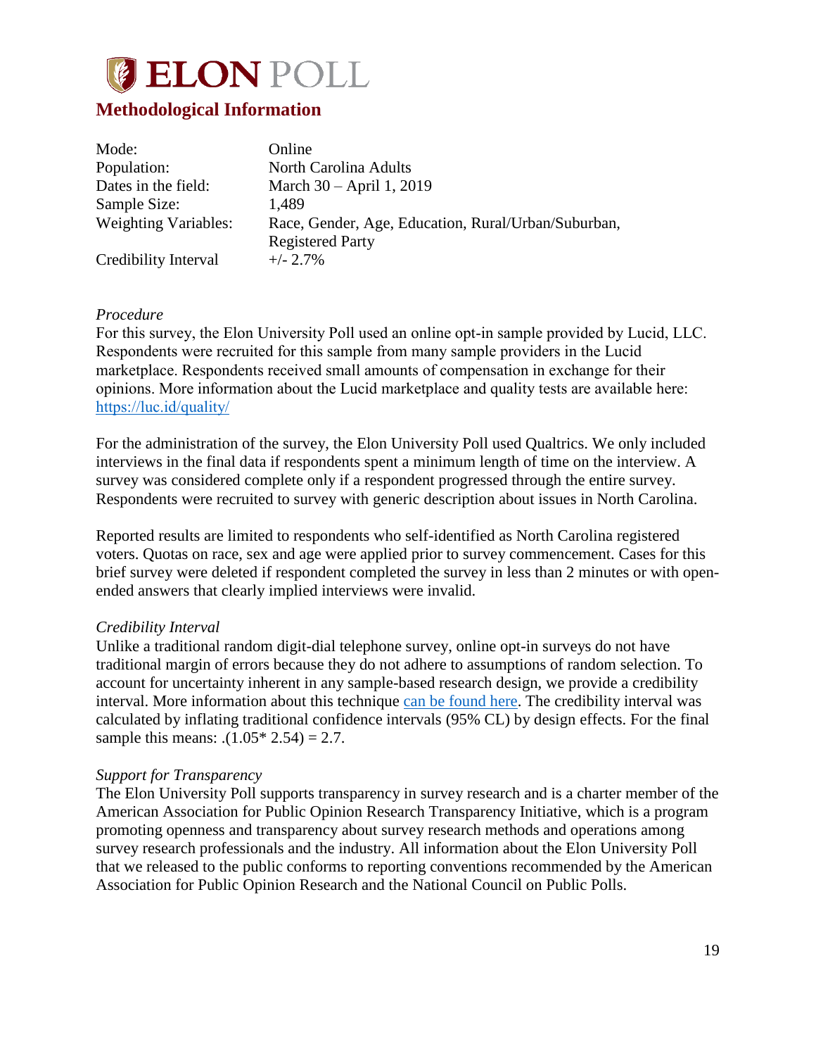# ELON POLL

## Methodological Information

| | |
|---|---|
| Mode: | Online |
| Population: | North Carolina Adults |
| Dates in the field: | March 30 – April 1, 2019 |
| Sample Size: | 1,489 |
| Weighting Variables: | Race, Gender, Age, Education, Rural/Urban/Suburban, Registered Party |
| Credibility Interval | +/- 2.7% |

*Procedure*

For this survey, the Elon University Poll used an online opt-in sample provided by Lucid, LLC. Respondents were recruited for this sample from many sample providers in the Lucid marketplace. Respondents received small amounts of compensation in exchange for their opinions. More information about the Lucid marketplace and quality tests are available here: [https://luc.id/quality/](https://luc.id/quality/)

For the administration of the survey, the Elon University Poll used Qualtrics. We only included interviews in the final data if respondents spent a minimum length of time on the interview. A survey was considered complete only if a respondent progressed through the entire survey. Respondents were recruited to survey with generic description about issues in North Carolina.

Reported results are limited to respondents who self-identified as North Carolina registered voters. Quotas on race, sex and age were applied prior to survey commencement. Cases for this brief survey were deleted if respondent completed the survey in less than 2 minutes or with open-ended answers that clearly implied interviews were invalid.

*Credibility Interval*

Unlike a traditional random digit-dial telephone survey, online opt-in surveys do not have traditional margin of errors because they do not adhere to assumptions of random selection. To account for uncertainty inherent in any sample-based research design, we provide a credibility interval. More information about this technique can be found here. The credibility interval was calculated by inflating traditional confidence intervals (95% CL) by design effects. For the final sample this means: .(1.05* 2.54) = 2.7.

*Support for Transparency*

The Elon University Poll supports transparency in survey research and is a charter member of the American Association for Public Opinion Research Transparency Initiative, which is a program promoting openness and transparency about survey research methods and operations among survey research professionals and the industry. All information about the Elon University Poll that we released to the public conforms to reporting conventions recommended by the American Association for Public Opinion Research and the National Council on Public Polls.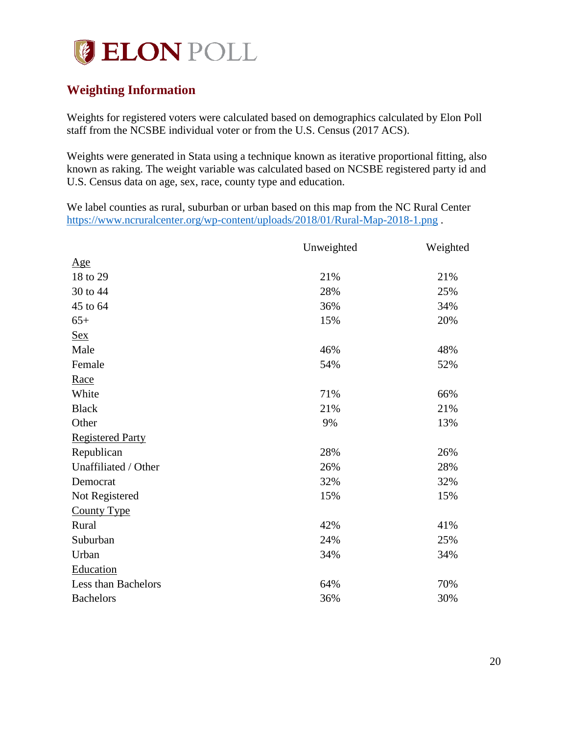# ELON POLL

## Weighting Information

Weights for registered voters were calculated based on demographics calculated by Elon Poll staff from the NCSBE individual voter or from the U.S. Census (2017 ACS).

Weights were generated in Stata using a technique known as iterative proportional fitting, also known as raking. The weight variable was calculated based on NCSBE registered party id and U.S. Census data on age, sex, race, county type and education.

We label counties as rural, suburban or urban based on this map from the NC Rural Center https://www.ncruralcenter.org/wp-content/uploads/2018/01/Rural-Map-2018-1.png .

| | Unweighted | Weighted |
|---|---|---|
| Age | | |
| 18 to 29 | 21% | 21% |
| 30 to 44 | 28% | 25% |
| 45 to 64 | 36% | 34% |
| 65+ | 15% | 20% |
| Sex | | |
| Male | 46% | 48% |
| Female | 54% | 52% |
| Race | | |
| White | 71% | 66% |
| Black | 21% | 21% |
| Other | 9% | 13% |
| Registered Party | | |
| Republican | 28% | 26% |
| Unaffiliated / Other | 26% | 28% |
| Democrat | 32% | 32% |
| Not Registered | 15% | 15% |
| County Type | | |
| Rural | 42% | 41% |
| Suburban | 24% | 25% |
| Urban | 34% | 34% |
| Education | | |
| Less than Bachelors | 64% | 70% |
| Bachelors | 36% | 30% |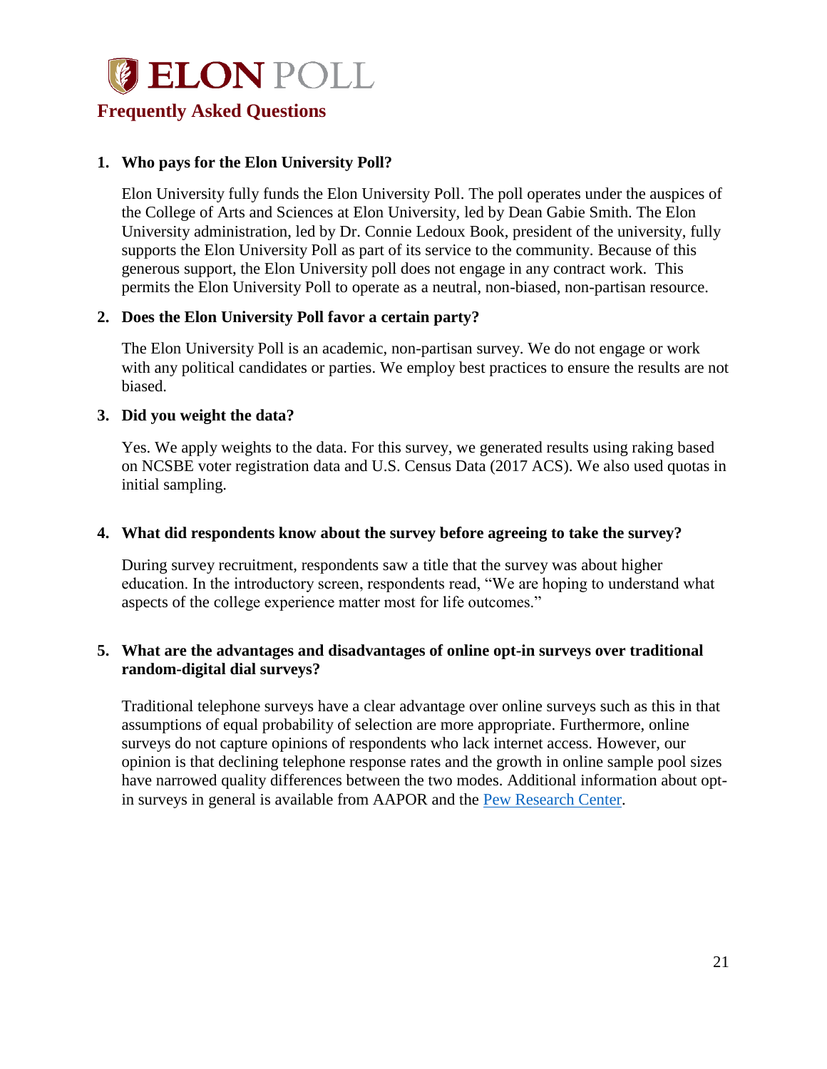# ELON POLL

## Frequently Asked Questions

1. **Who pays for the Elon University Poll?**

   Elon University fully funds the Elon University Poll. The poll operates under the auspices of the College of Arts and Sciences at Elon University, led by Dean Gabie Smith. The Elon University administration, led by Dr. Connie Ledoux Book, president of the university, fully supports the Elon University Poll as part of its service to the community. Because of this generous support, the Elon University poll does not engage in any contract work. This permits the Elon University Poll to operate as a neutral, non-biased, non-partisan resource.

2. **Does the Elon University Poll favor a certain party?**

   The Elon University Poll is an academic, non-partisan survey. We do not engage or work with any political candidates or parties. We employ best practices to ensure the results are not biased.

3. **Did you weight the data?**

   Yes. We apply weights to the data. For this survey, we generated results using raking based on NCSBE voter registration data and U.S. Census Data (2017 ACS). We also used quotas in initial sampling.

4. **What did respondents know about the survey before agreeing to take the survey?**

   During survey recruitment, respondents saw a title that the survey was about higher education. In the introductory screen, respondents read, "We are hoping to understand what aspects of the college experience matter most for life outcomes."

5. **What are the advantages and disadvantages of online opt-in surveys over traditional random-digital dial surveys?**

   Traditional telephone surveys have a clear advantage over online surveys such as this in that assumptions of equal probability of selection are more appropriate. Furthermore, online surveys do not capture opinions of respondents who lack internet access. However, our opinion is that declining telephone response rates and the growth in online sample pool sizes have narrowed quality differences between the two modes. Additional information about opt-in surveys in general is available from AAPOR and the Pew Research Center.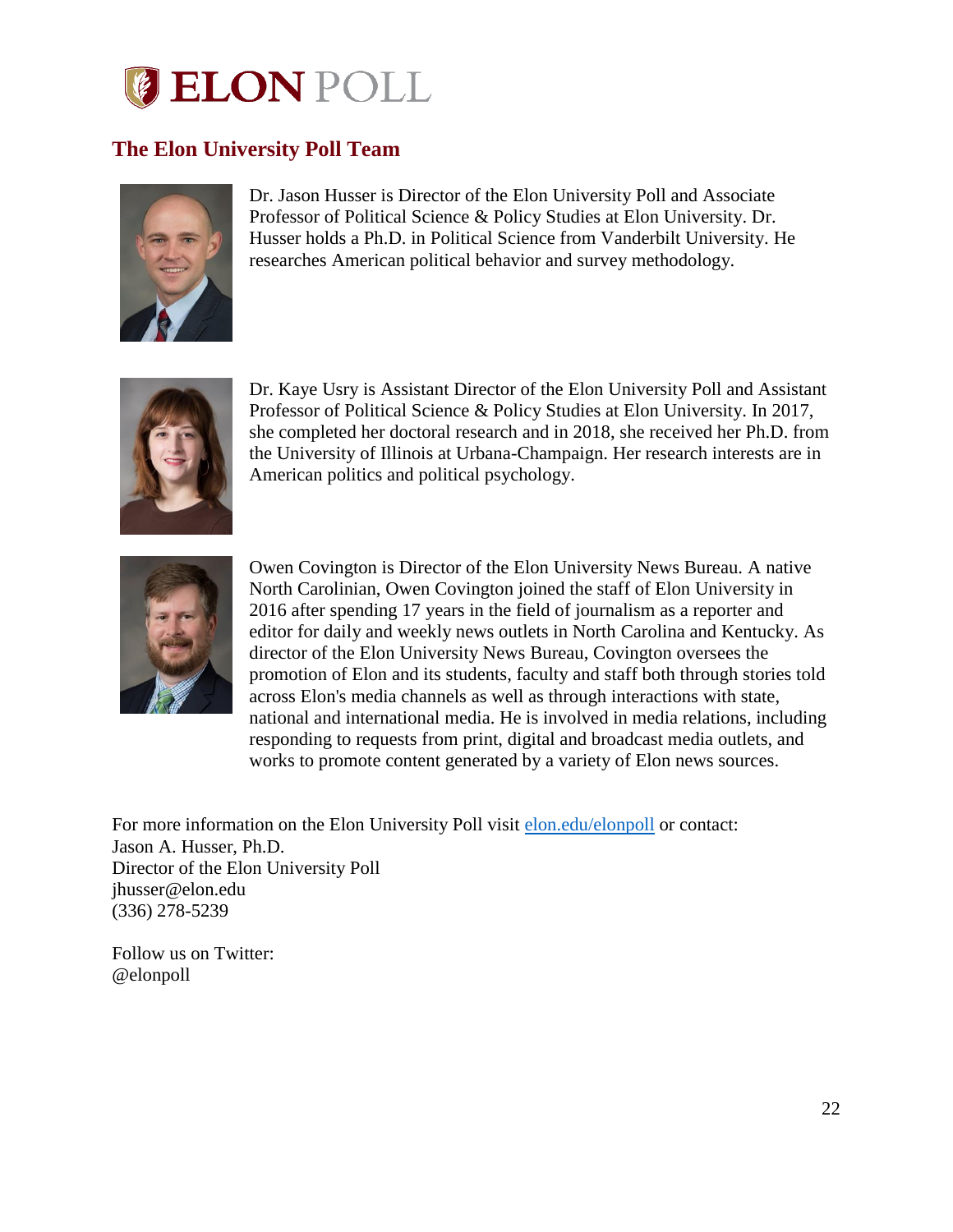# ELON POLL

## The Elon University Poll Team

Dr. Jason Husser is Director of the Elon University Poll and Associate Professor of Political Science & Policy Studies at Elon University. Dr. Husser holds a Ph.D. in Political Science from Vanderbilt University. He researches American political behavior and survey methodology.

Dr. Kaye Usry is Assistant Director of the Elon University Poll and Assistant Professor of Political Science & Policy Studies at Elon University. In 2017, she completed her doctoral research and in 2018, she received her Ph.D. from the University of Illinois at Urbana-Champaign. Her research interests are in American politics and political psychology.

Owen Covington is Director of the Elon University News Bureau. A native North Carolinian, Owen Covington joined the staff of Elon University in 2016 after spending 17 years in the field of journalism as a reporter and editor for daily and weekly news outlets in North Carolina and Kentucky. As director of the Elon University News Bureau, Covington oversees the promotion of Elon and its students, faculty and staff both through stories told across Elon's media channels as well as through interactions with state, national and international media. He is involved in media relations, including responding to requests from print, digital and broadcast media outlets, and works to promote content generated by a variety of Elon news sources.

For more information on the Elon University Poll visit [elon.edu/elonpoll](elon.edu/elonpoll) or contact:
Jason A. Husser, Ph.D.
Director of the Elon University Poll
jhusser@elon.edu
(336) 278-5239

Follow us on Twitter:
@elonpoll